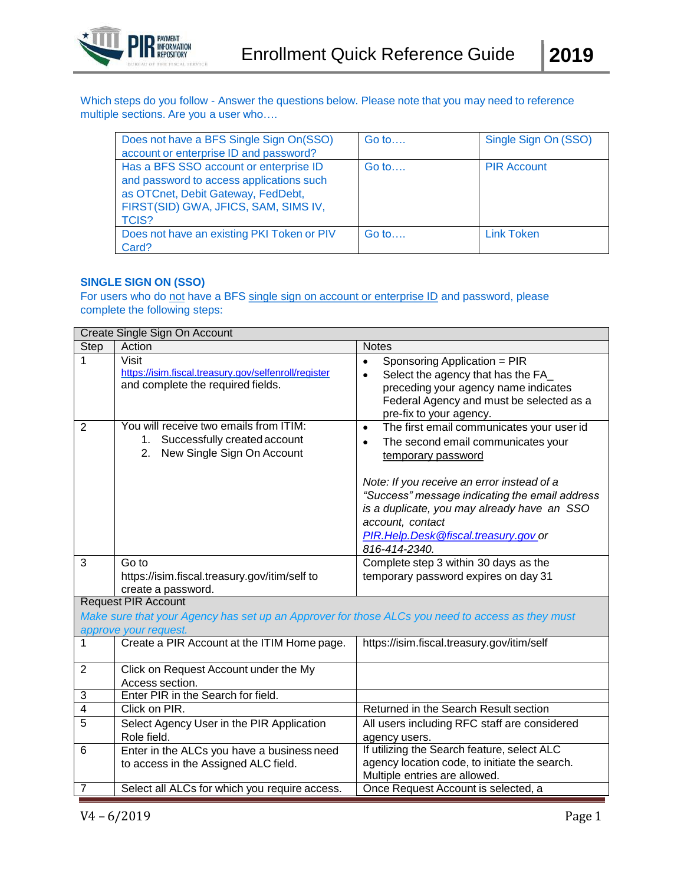# Enrollment Quick Reference Guide 2019

Which steps do you follow - Answer the questions below. Please note that you may need to reference multiple sections. Are you a user who….

| | | |
|---|---|---|
| Does not have a BFS Single Sign On(SSO) account or enterprise ID and password? | Go to…. | Single Sign On (SSO) |
| Has a BFS SSO account or enterprise ID and password to access applications such as OTCnet, Debit Gateway, FedDebt, FIRST(SID) GWA, JFICS, SAM, SIMS IV, TCIS? | Go to…. | PIR Account |
| Does not have an existing PKI Token or PIV Card? | Go to…. | Link Token |

## SINGLE SIGN ON (SSO)

For users who do not have a BFS single sign on account or enterprise ID and password, please complete the following steps:

| Create Single Sign On Account | | |
|---|---|---|
| **Step** | **Action** | **Notes** |
| 1 | Visit https://isim.fiscal.treasury.gov/selfenroll/register and complete the required fields. | • Sponsoring Application = PIR<br>• Select the agency that has the FA_ preceding your agency name indicates Federal Agency and must be selected as a pre-fix to your agency. |
| 2 | You will receive two emails from ITIM:<br>1. Successfully created account<br>2. New Single Sign On Account | • The first email communicates your user id<br>• The second email communicates your temporary password<br><br>*Note: If you receive an error instead of a "Success" message indicating the email address is a duplicate, you may already have an SSO account, contact PIR.Help.Desk@fiscal.treasury.gov or 816-414-2340.* |
| 3 | Go to https://isim.fiscal.treasury.gov/itim/self to create a password. | Complete step 3 within 30 days as the temporary password expires on day 31 |
| **Request PIR Account**<br>*Make sure that your Agency has set up an Approver for those ALCs you need to access as they must approve your request.* | | |
| 1 | Create a PIR Account at the ITIM Home page. | https://isim.fiscal.treasury.gov/itim/self |
| 2 | Click on Request Account under the My Access section. | |
| 3 | Enter PIR in the Search for field. | |
| 4 | Click on PIR. | Returned in the Search Result section |
| 5 | Select Agency User in the PIR Application Role field. | All users including RFC staff are considered agency users. |
| 6 | Enter in the ALCs you have a business need to access in the Assigned ALC field. | If utilizing the Search feature, select ALC agency location code, to initiate the search. Multiple entries are allowed. |
| 7 | Select all ALCs for which you require access. | Once Request Account is selected, a |

V4 – 6/2019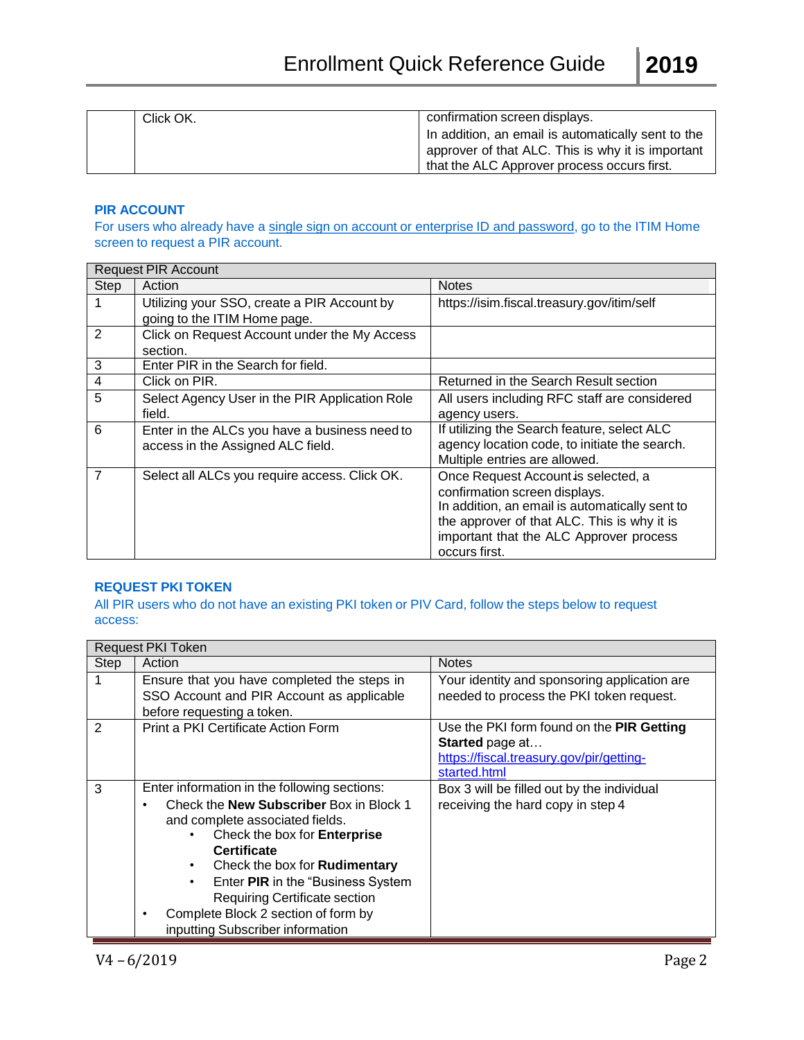| | | |
|---|---|---|
| | Click OK. | confirmation screen displays.<br>In addition, an email is automatically sent to the approver of that ALC. This is why it is important that the ALC Approver process occurs first. |

## PIR ACCOUNT

For users who already have a single sign on account or enterprise ID and password, go to the ITIM Home screen to request a PIR account.

| Request PIR Account | | |
|---|---|---|
| **Step** | **Action** | **Notes** |
| 1 | Utilizing your SSO, create a PIR Account by going to the ITIM Home page. | https://isim.fiscal.treasury.gov/itim/self |
| 2 | Click on Request Account under the My Access section. | |
| 3 | Enter PIR in the Search for field. | |
| 4 | Click on PIR. | Returned in the Search Result section |
| 5 | Select Agency User in the PIR Application Role field. | All users including RFC staff are considered agency users. |
| 6 | Enter in the ALCs you have a business need to access in the Assigned ALC field. | If utilizing the Search feature, select ALC agency location code, to initiate the search. Multiple entries are allowed. |
| 7 | Select all ALCs you require access. Click OK. | Once Request Account is selected, a confirmation screen displays.<br>In addition, an email is automatically sent to the approver of that ALC. This is why it is important that the ALC Approver process occurs first. |

## REQUEST PKI TOKEN

All PIR users who do not have an existing PKI token or PIV Card, follow the steps below to request access:

| Request PKI Token | | |
|---|---|---|
| **Step** | **Action** | **Notes** |
| 1 | Ensure that you have completed the steps in SSO Account and PIR Account as applicable before requesting a token. | Your identity and sponsoring application are needed to process the PKI token request. |
| 2 | Print a PKI Certificate Action Form | Use the PKI form found on the **PIR Getting Started** page at… https://fiscal.treasury.gov/pir/getting-started.html |
| 3 | Enter information in the following sections:<br>• Check the **New Subscriber** Box in Block 1 and complete associated fields.<br>&nbsp;&nbsp;&nbsp;&nbsp;• Check the box for **Enterprise Certificate**<br>&nbsp;&nbsp;&nbsp;&nbsp;• Check the box for **Rudimentary**<br>&nbsp;&nbsp;&nbsp;&nbsp;• Enter **PIR** in the "Business System Requiring Certificate section<br>• Complete Block 2 section of form by inputting Subscriber information | Box 3 will be filled out by the individual receiving the hard copy in step 4 |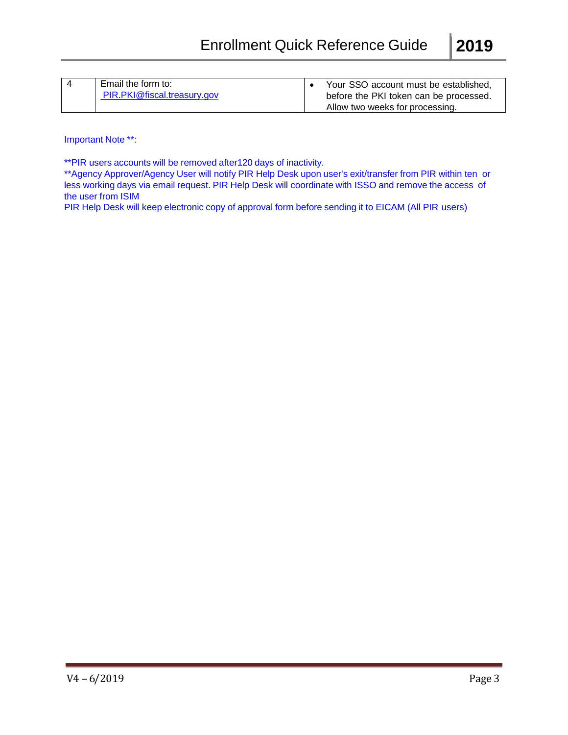| | | |
|---|---|---|
| 4 | Email the form to: PIR.PKI@fiscal.treasury.gov | • Your SSO account must be established, before the PKI token can be processed. Allow two weeks for processing. |

Important Note **:

**PIR users accounts will be removed after120 days of inactivity.
**Agency Approver/Agency User will notify PIR Help Desk upon user's exit/transfer from PIR within ten or less working days via email request. PIR Help Desk will coordinate with ISSO and remove the access of the user from ISIM
PIR Help Desk will keep electronic copy of approval form before sending it to EICAM (All PIR users)